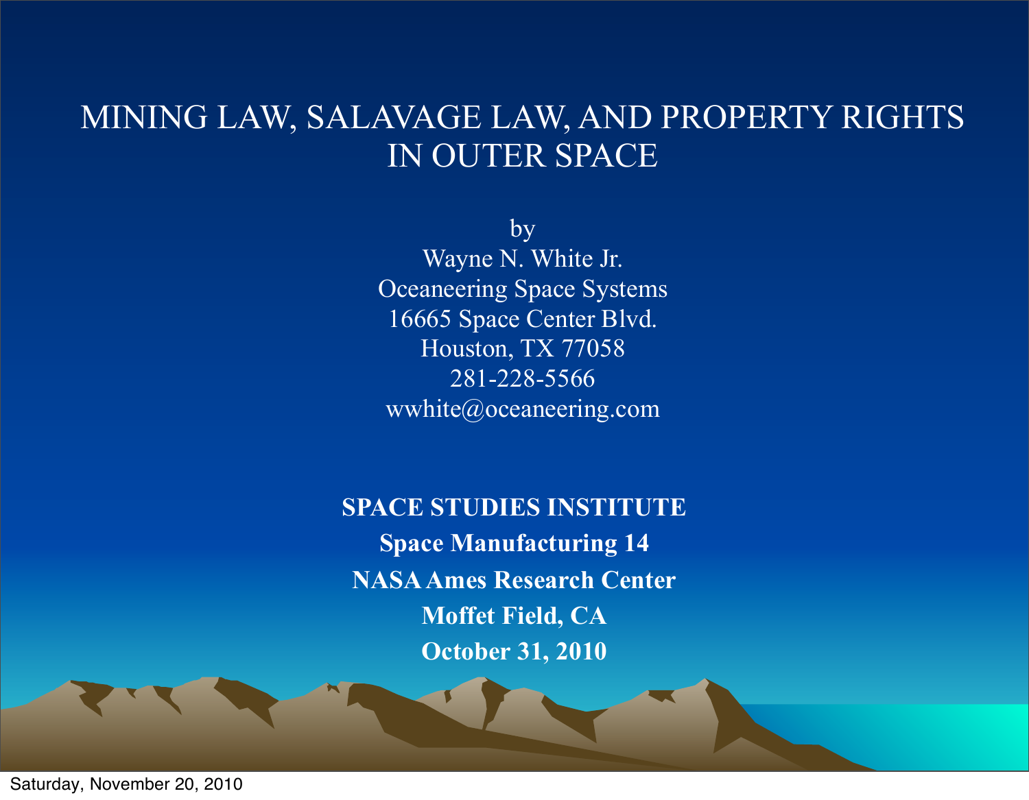# MINING LAW, SALAVAGE LAW, AND PROPERTY RIGHTS IN OUTER SPACE

by
Wayne N. White Jr.
Oceaneering Space Systems
16665 Space Center Blvd.
Houston, TX 77058
281-228-5566
wwhite@oceaneering.com

**SPACE STUDIES INSTITUTE**
**Space Manufacturing 14**
**NASA Ames Research Center**
**Moffet Field, CA**
**October 31, 2010**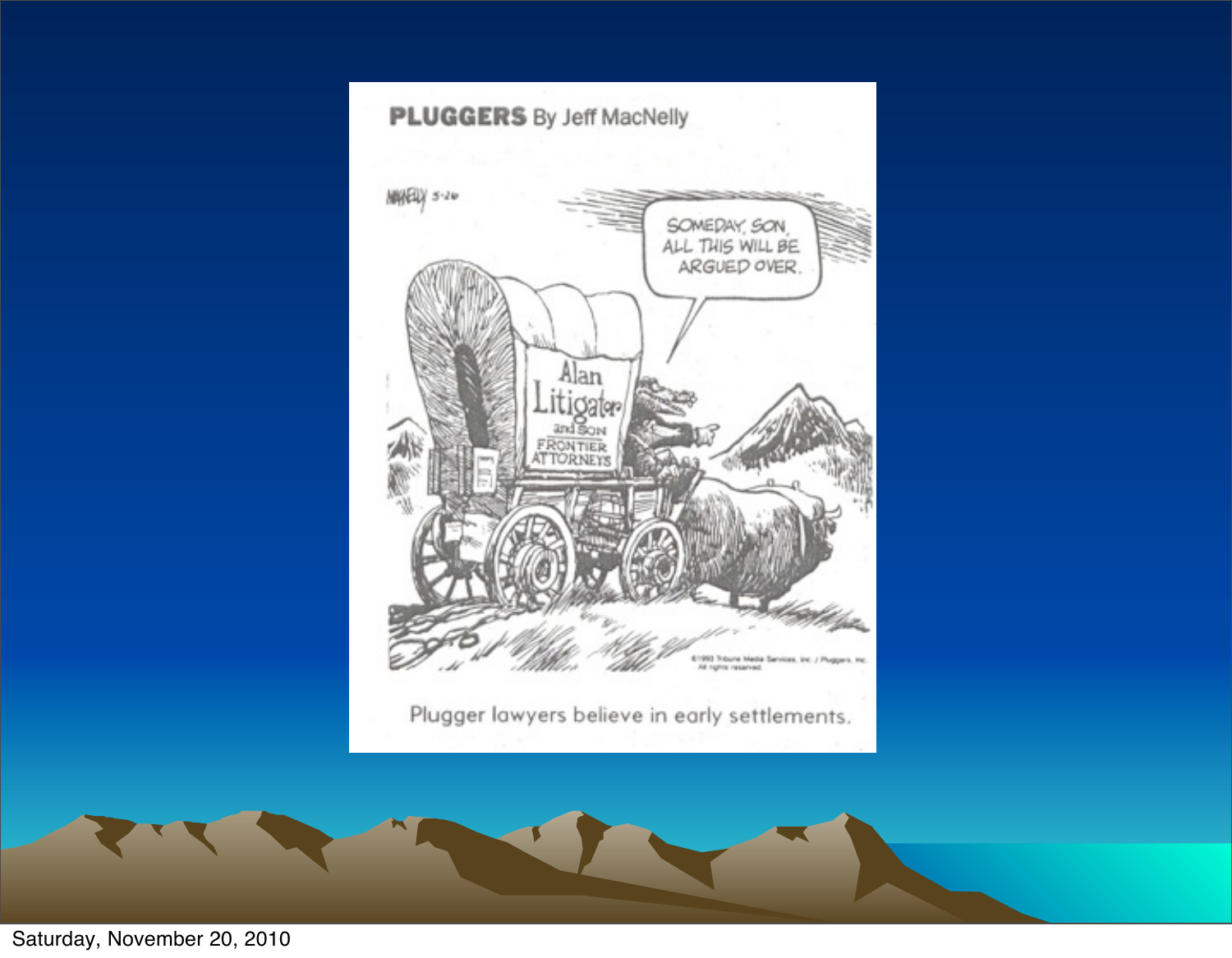PLUGGERS By Jeff MacNelly

SOMEDAY, SON, ALL THIS WILL BE ARGUED OVER.

Alan Litigator and SON FRONTIER ATTORNEYS

Plugger lawyers believe in early settlements.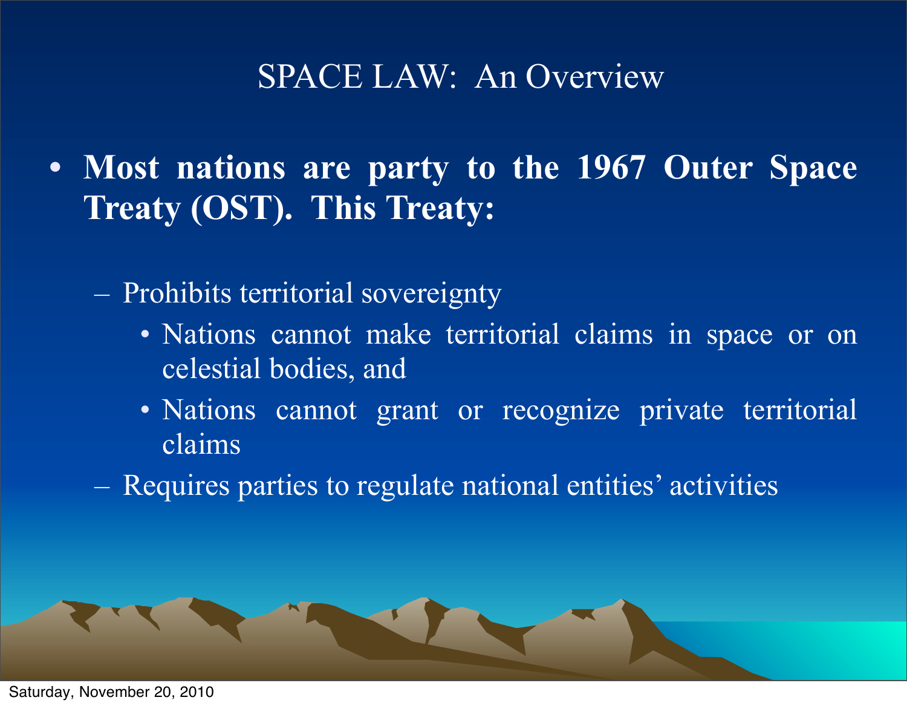# SPACE LAW: An Overview

- **Most nations are party to the 1967 Outer Space Treaty (OST). This Treaty:**
  - Prohibits territorial sovereignty
    - Nations cannot make territorial claims in space or on celestial bodies, and
    - Nations cannot grant or recognize private territorial claims
  - Requires parties to regulate national entities' activities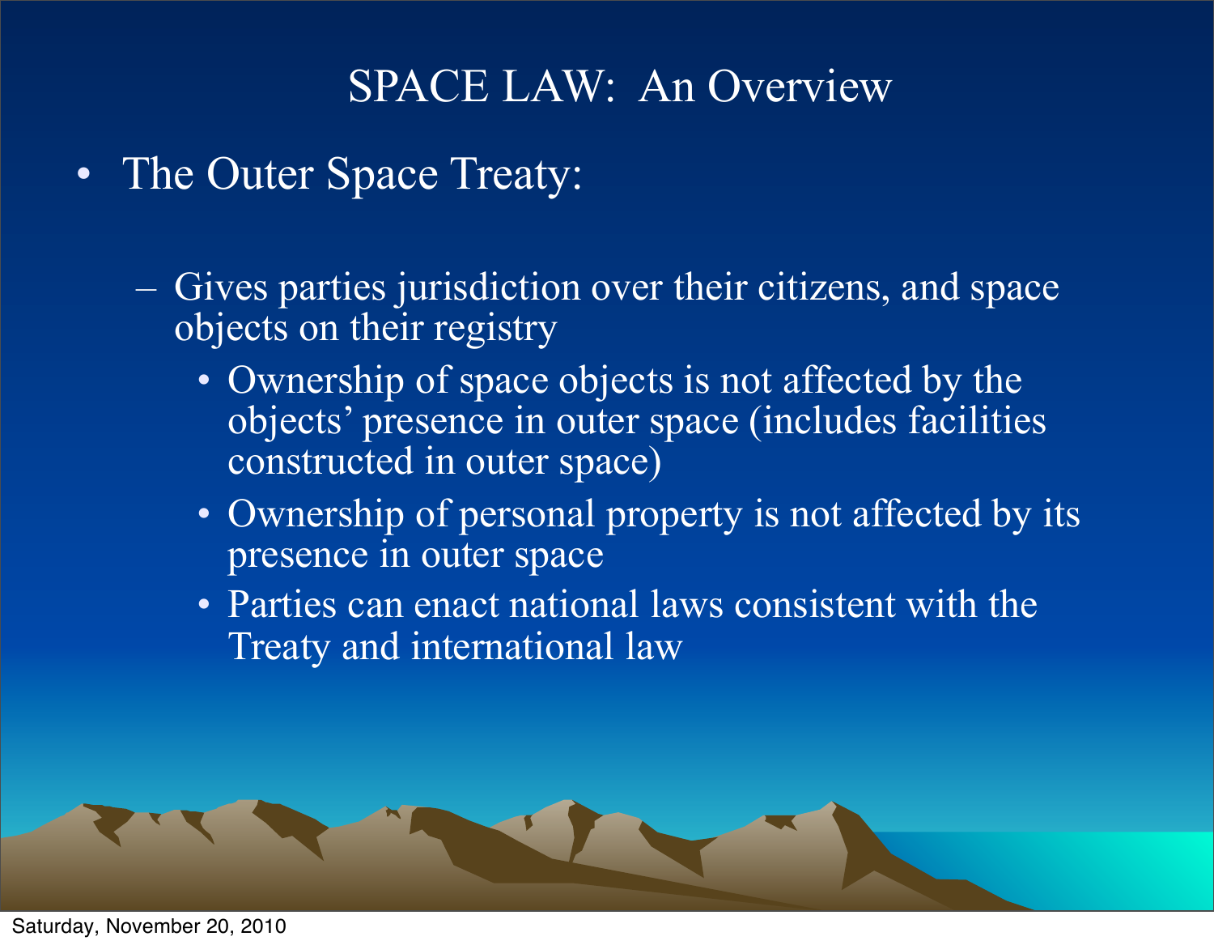# SPACE LAW: An Overview

- The Outer Space Treaty:
  - Gives parties jurisdiction over their citizens, and space objects on their registry
    - Ownership of space objects is not affected by the objects' presence in outer space (includes facilities constructed in outer space)
    - Ownership of personal property is not affected by its presence in outer space
    - Parties can enact national laws consistent with the Treaty and international law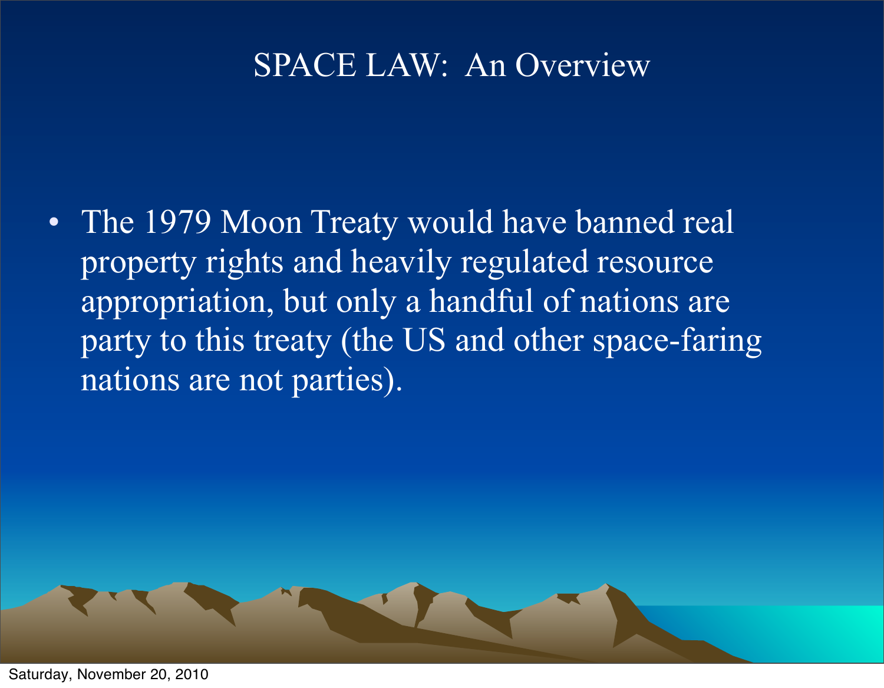# SPACE LAW: An Overview

- The 1979 Moon Treaty would have banned real property rights and heavily regulated resource appropriation, but only a handful of nations are party to this treaty (the US and other space-faring nations are not parties).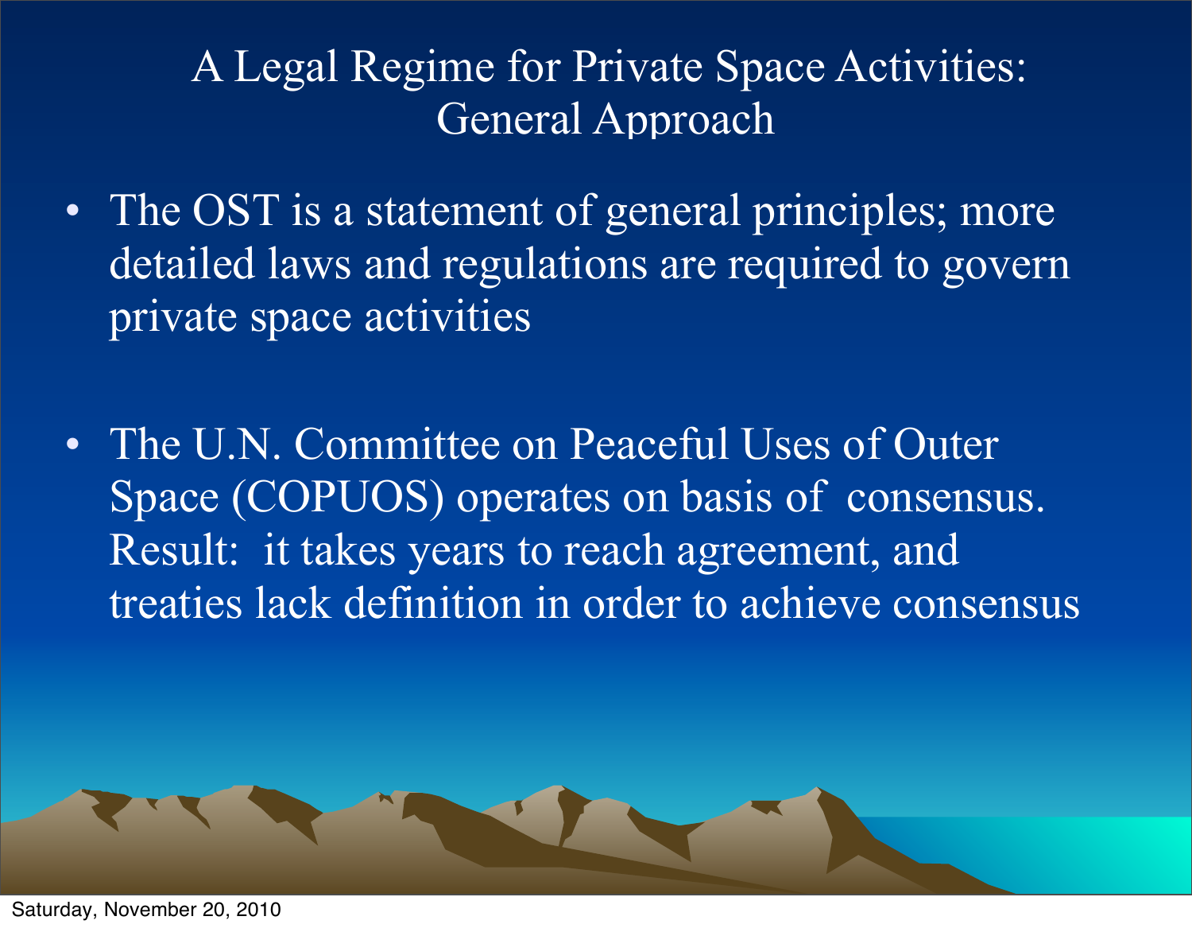# A Legal Regime for Private Space Activities: General Approach

- The OST is a statement of general principles; more detailed laws and regulations are required to govern private space activities

- The U.N. Committee on Peaceful Uses of Outer Space (COPUOS) operates on basis of consensus. Result: it takes years to reach agreement, and treaties lack definition in order to achieve consensus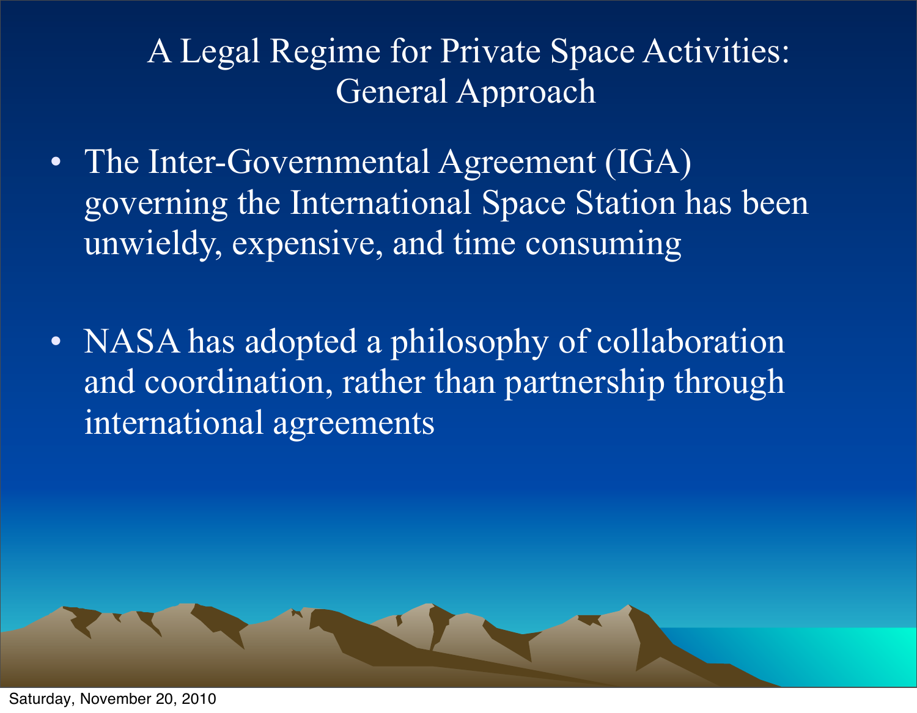# A Legal Regime for Private Space Activities: General Approach

- The Inter-Governmental Agreement (IGA) governing the International Space Station has been unwieldy, expensive, and time consuming

- NASA has adopted a philosophy of collaboration and coordination, rather than partnership through international agreements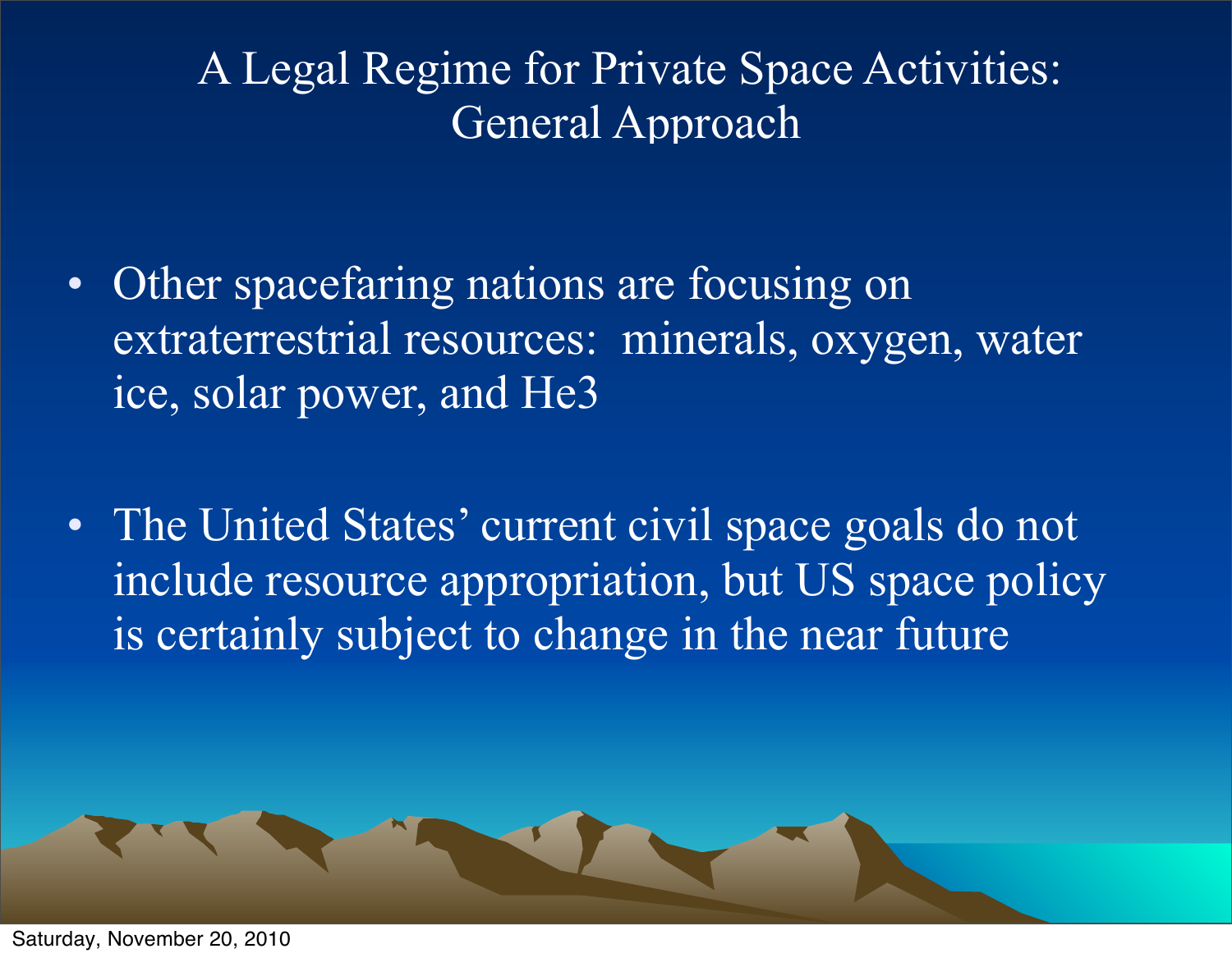# A Legal Regime for Private Space Activities: General Approach

- Other spacefaring nations are focusing on extraterrestrial resources: minerals, oxygen, water ice, solar power, and He3

- The United States' current civil space goals do not include resource appropriation, but US space policy is certainly subject to change in the near future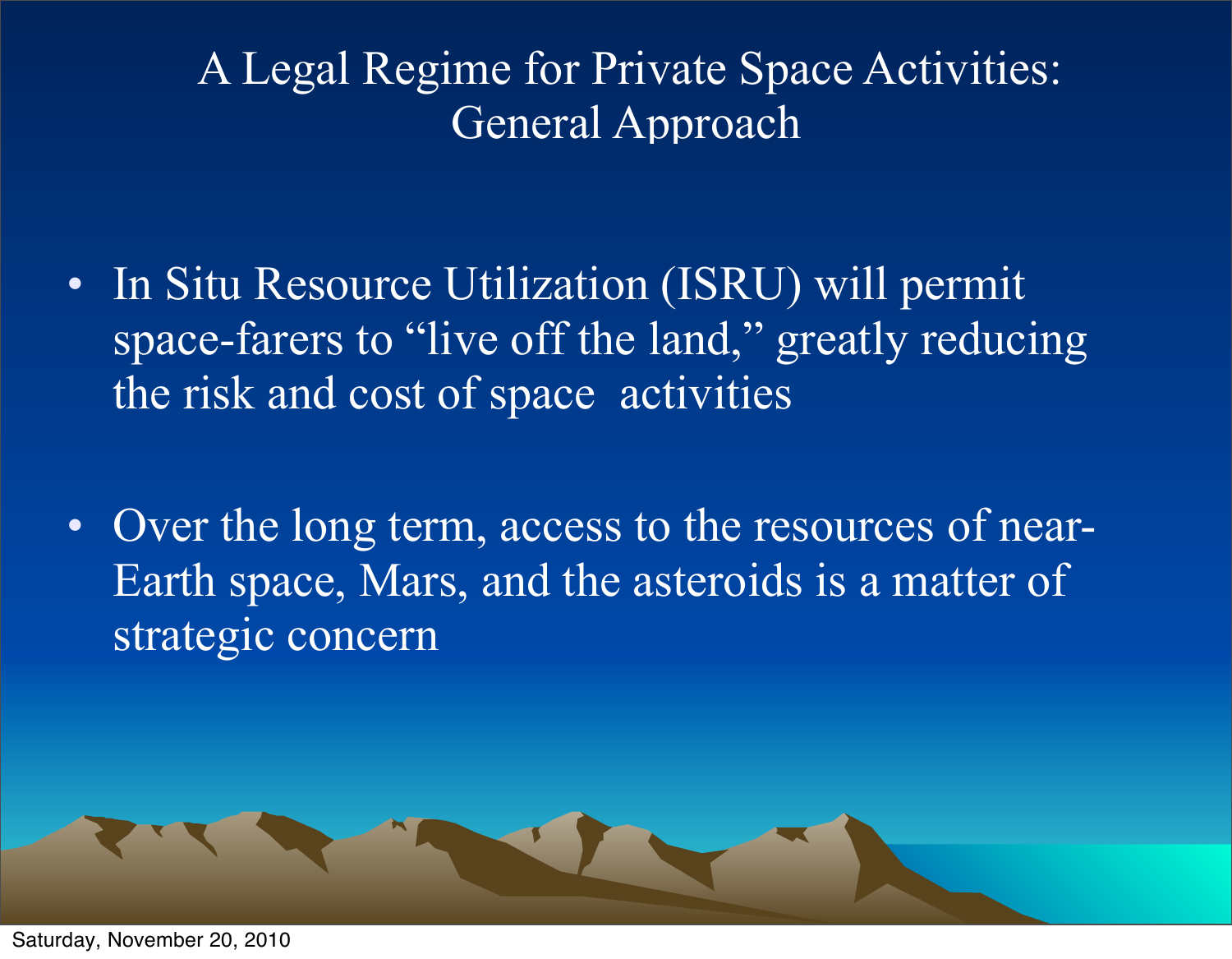# A Legal Regime for Private Space Activities: General Approach

- In Situ Resource Utilization (ISRU) will permit space-farers to “live off the land,” greatly reducing the risk and cost of space activities

- Over the long term, access to the resources of near-Earth space, Mars, and the asteroids is a matter of strategic concern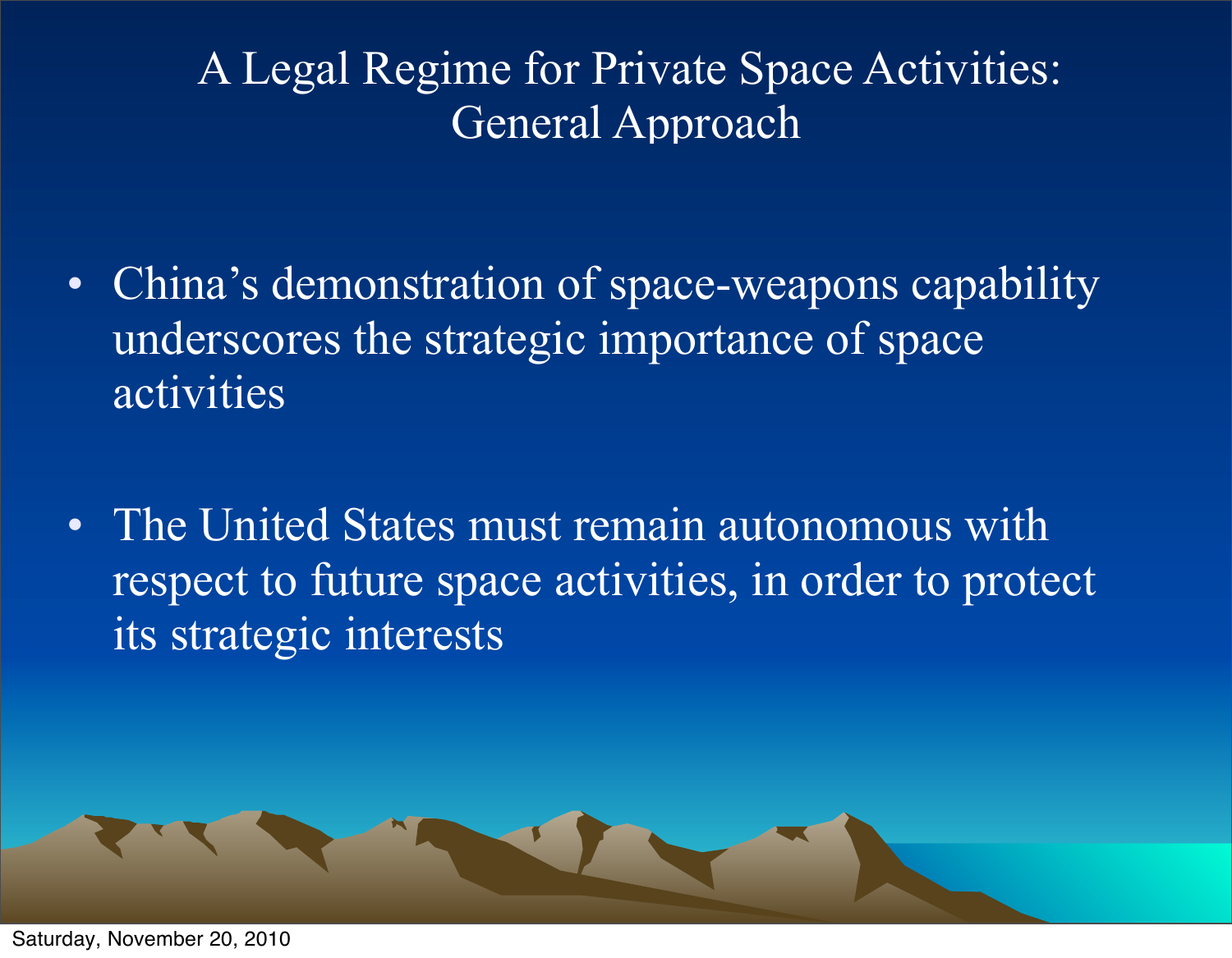# A Legal Regime for Private Space Activities: General Approach

- China's demonstration of space-weapons capability underscores the strategic importance of space activities

- The United States must remain autonomous with respect to future space activities, in order to protect its strategic interests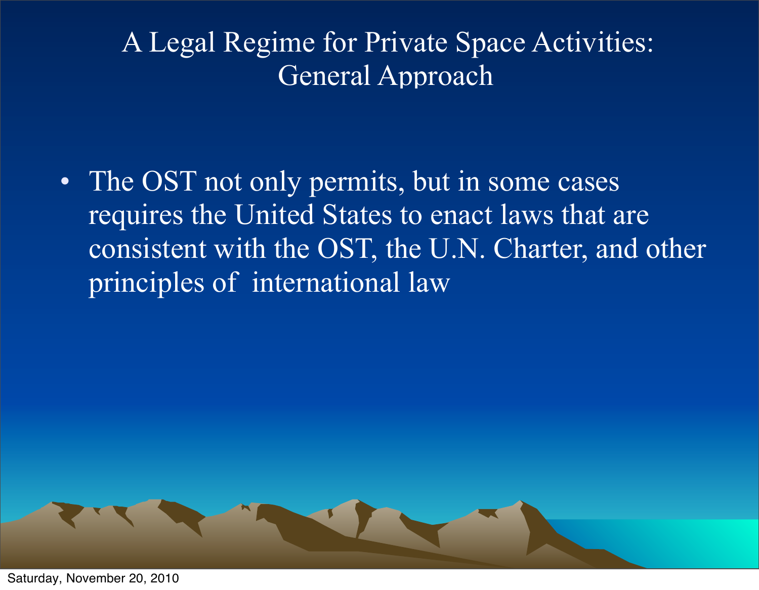# A Legal Regime for Private Space Activities: General Approach

- The OST not only permits, but in some cases requires the United States to enact laws that are consistent with the OST, the U.N. Charter, and other principles of international law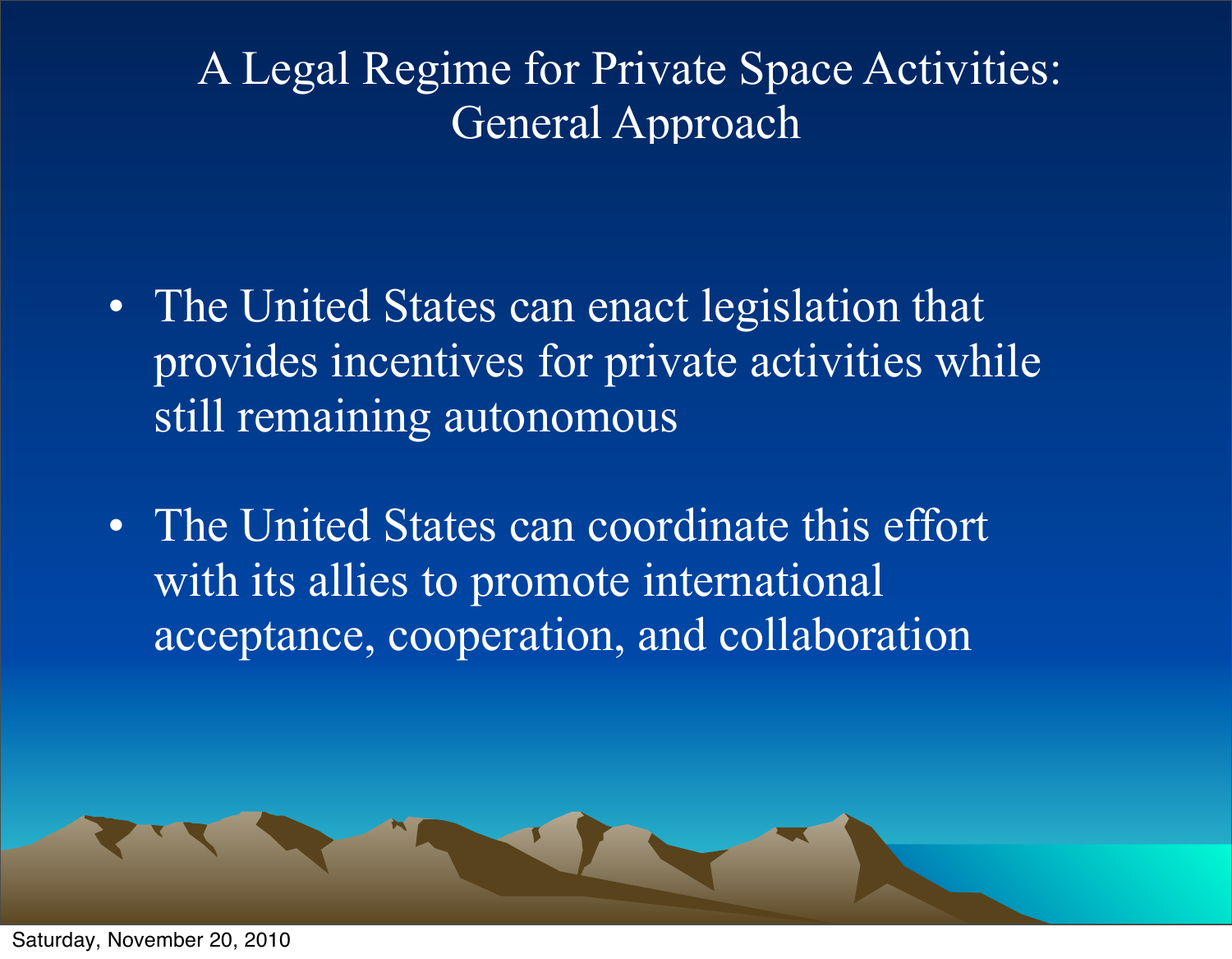# A Legal Regime for Private Space Activities: General Approach

- The United States can enact legislation that provides incentives for private activities while still remaining autonomous
- The United States can coordinate this effort with its allies to promote international acceptance, cooperation, and collaboration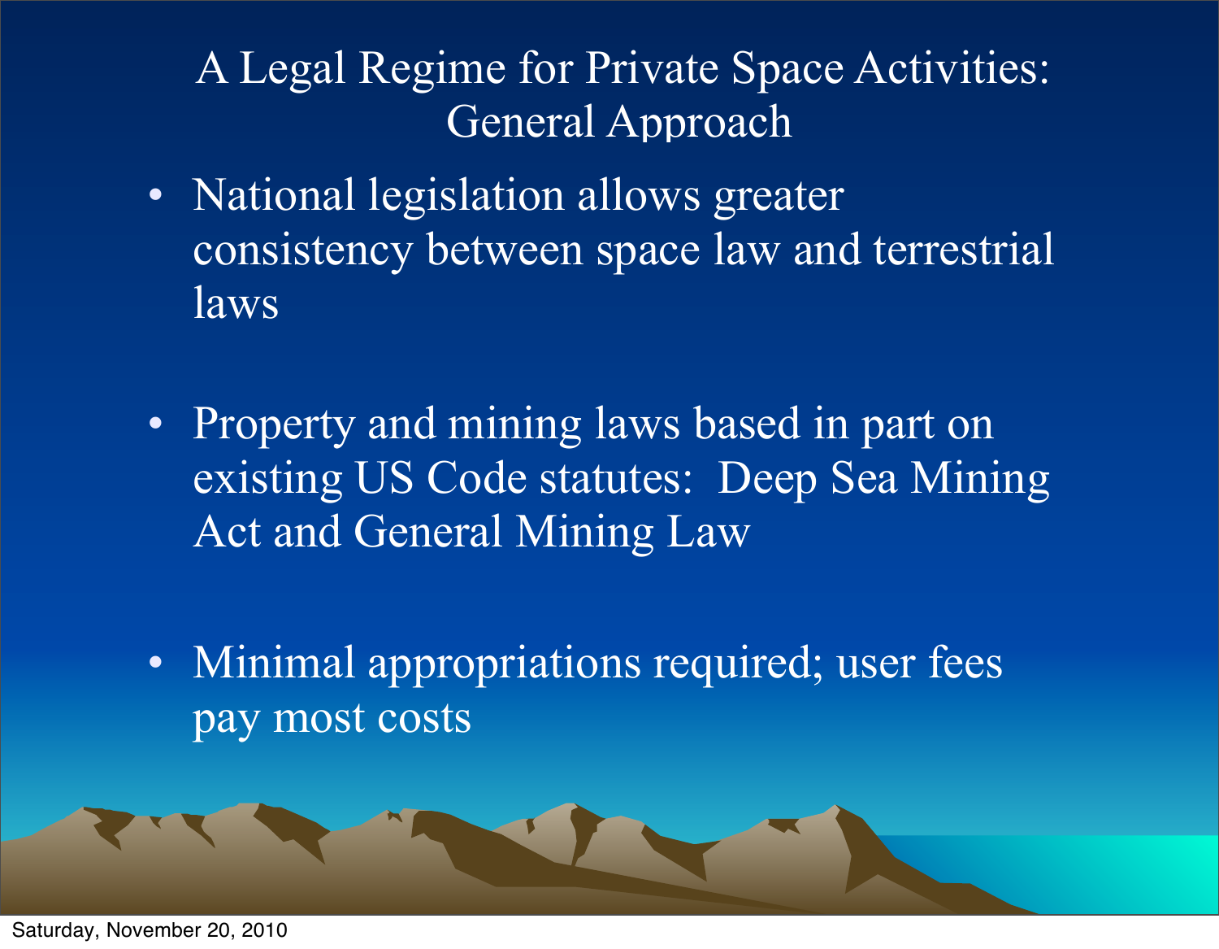# A Legal Regime for Private Space Activities: General Approach

- National legislation allows greater consistency between space law and terrestrial laws
- Property and mining laws based in part on existing US Code statutes:  Deep Sea Mining Act and General Mining Law
- Minimal appropriations required; user fees pay most costs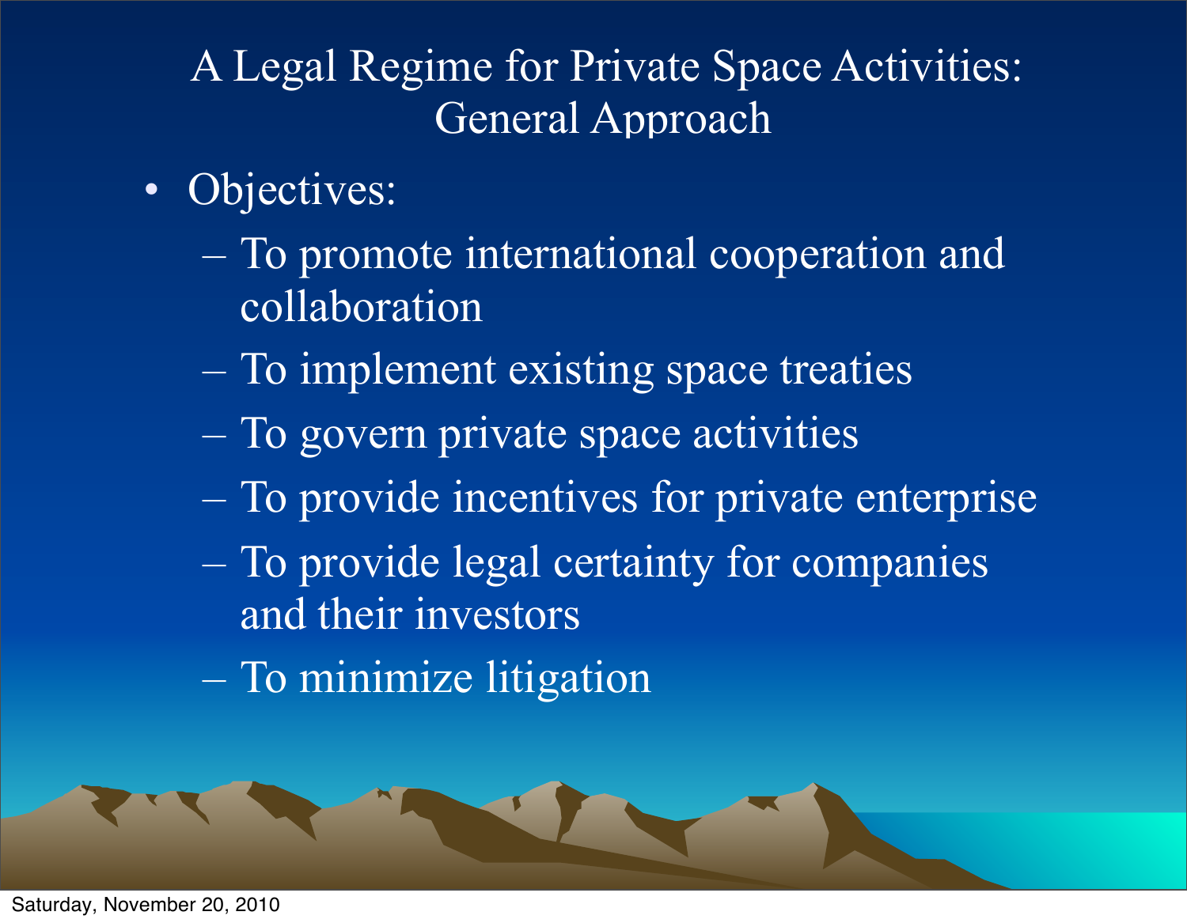# A Legal Regime for Private Space Activities: General Approach

- Objectives:
  - To promote international cooperation and collaboration
  - To implement existing space treaties
  - To govern private space activities
  - To provide incentives for private enterprise
  - To provide legal certainty for companies and their investors
  - To minimize litigation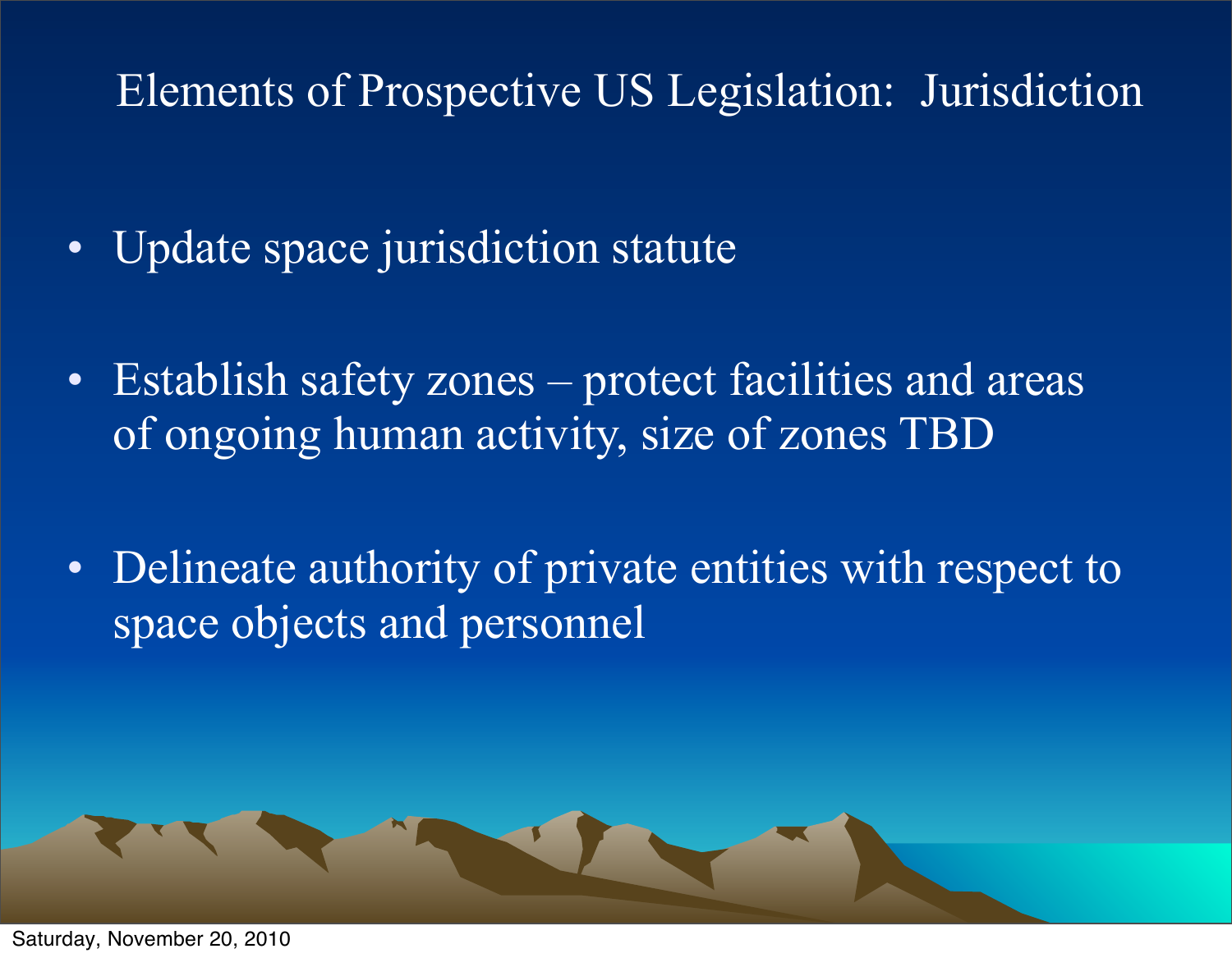# Elements of Prospective US Legislation: Jurisdiction

- Update space jurisdiction statute
- Establish safety zones – protect facilities and areas of ongoing human activity, size of zones TBD
- Delineate authority of private entities with respect to space objects and personnel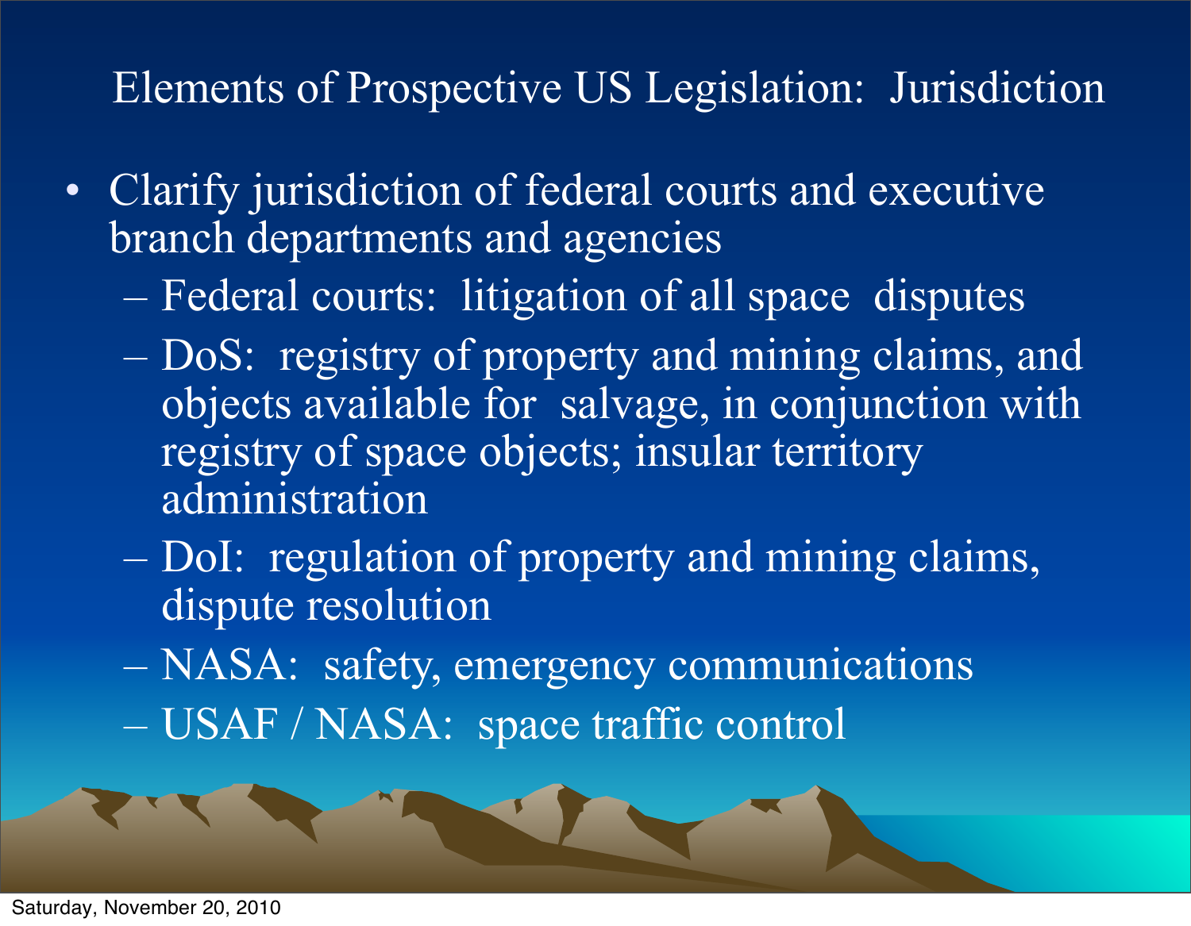# Elements of Prospective US Legislation: Jurisdiction

- Clarify jurisdiction of federal courts and executive branch departments and agencies
  - Federal courts: litigation of all space disputes
  - DoS: registry of property and mining claims, and objects available for salvage, in conjunction with registry of space objects; insular territory administration
  - DoI: regulation of property and mining claims, dispute resolution
  - NASA: safety, emergency communications
  - USAF / NASA: space traffic control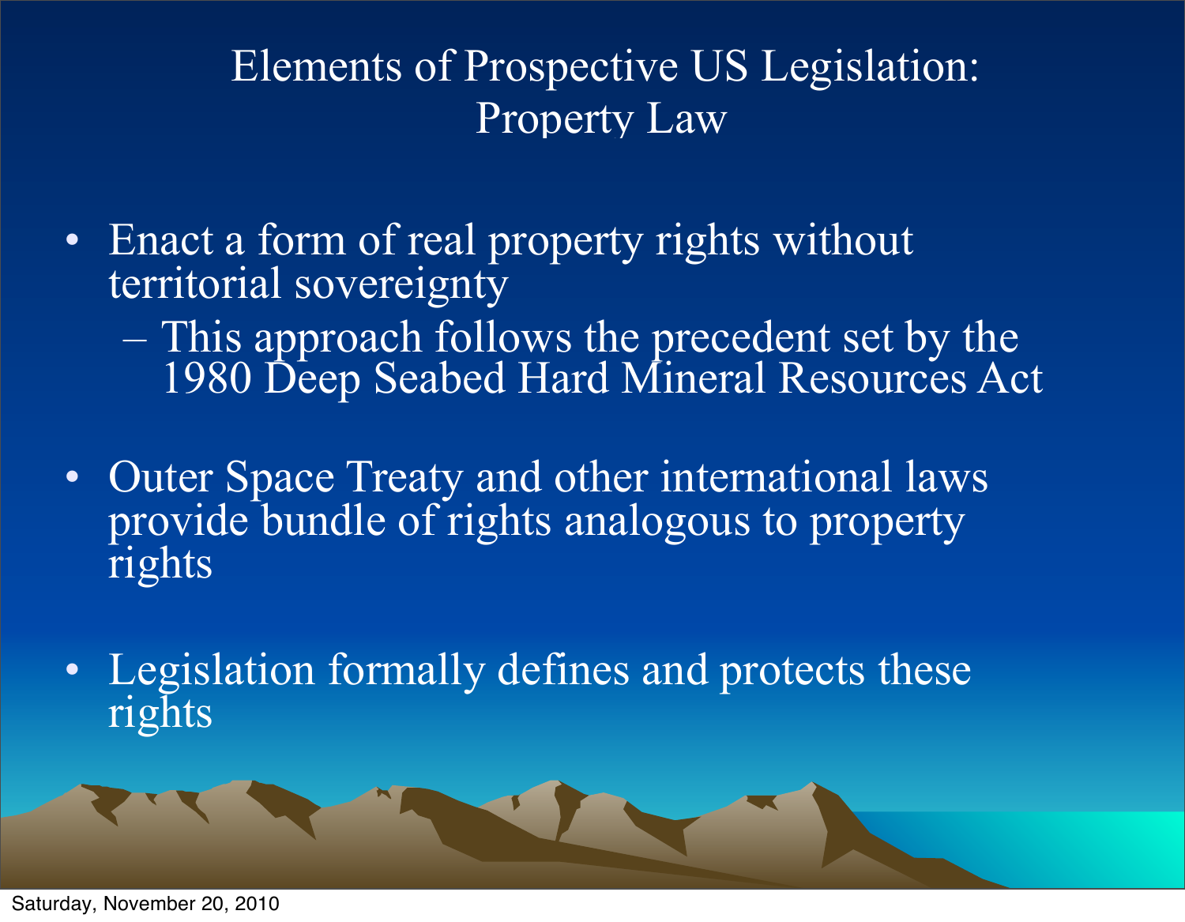# Elements of Prospective US Legislation: Property Law

- Enact a form of real property rights without territorial sovereignty
  - This approach follows the precedent set by the 1980 Deep Seabed Hard Mineral Resources Act
- Outer Space Treaty and other international laws provide bundle of rights analogous to property rights
- Legislation formally defines and protects these rights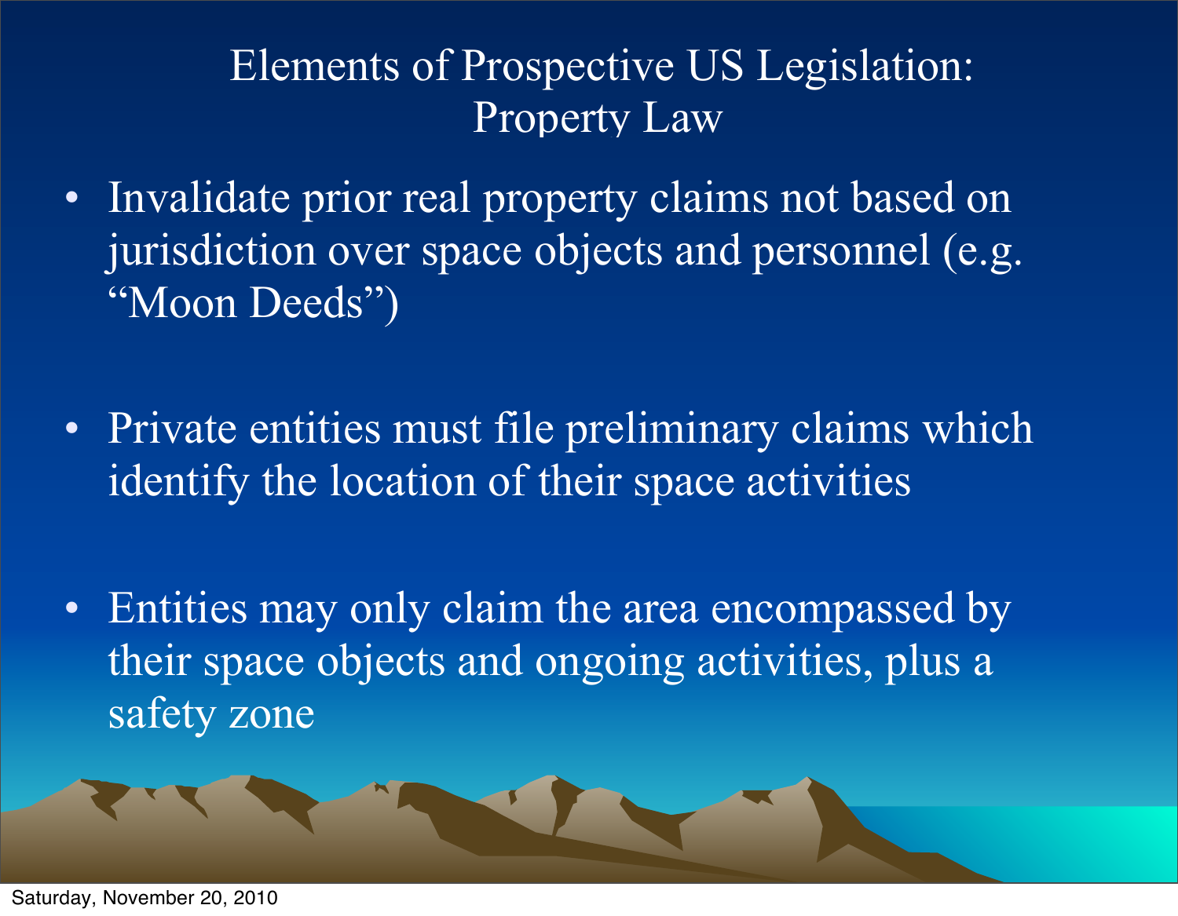# Elements of Prospective US Legislation: Property Law

- Invalidate prior real property claims not based on jurisdiction over space objects and personnel (e.g. "Moon Deeds")
- Private entities must file preliminary claims which identify the location of their space activities
- Entities may only claim the area encompassed by their space objects and ongoing activities, plus a safety zone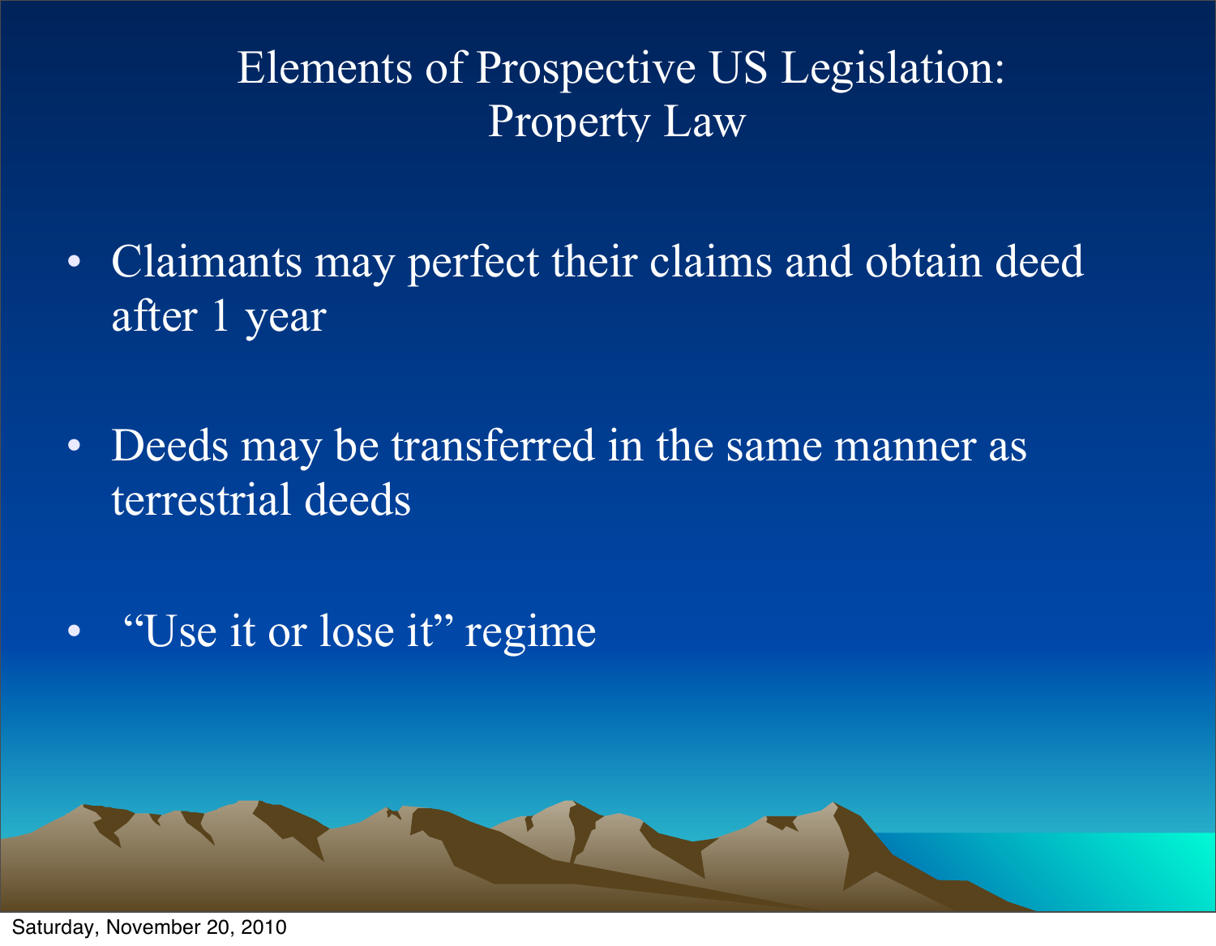# Elements of Prospective US Legislation: Property Law

- Claimants may perfect their claims and obtain deed after 1 year
- Deeds may be transferred in the same manner as terrestrial deeds
- "Use it or lose it" regime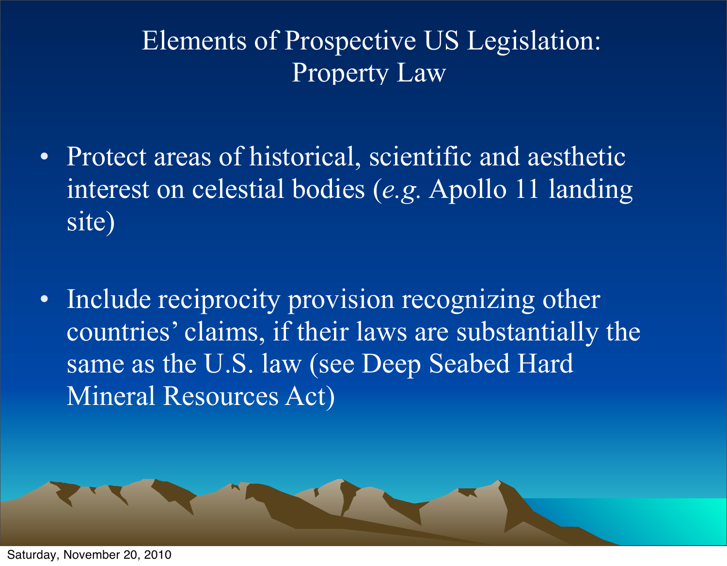# Elements of Prospective US Legislation: Property Law

- Protect areas of historical, scientific and aesthetic interest on celestial bodies (*e.g.* Apollo 11 landing site)

- Include reciprocity provision recognizing other countries' claims, if their laws are substantially the same as the U.S. law (see Deep Seabed Hard Mineral Resources Act)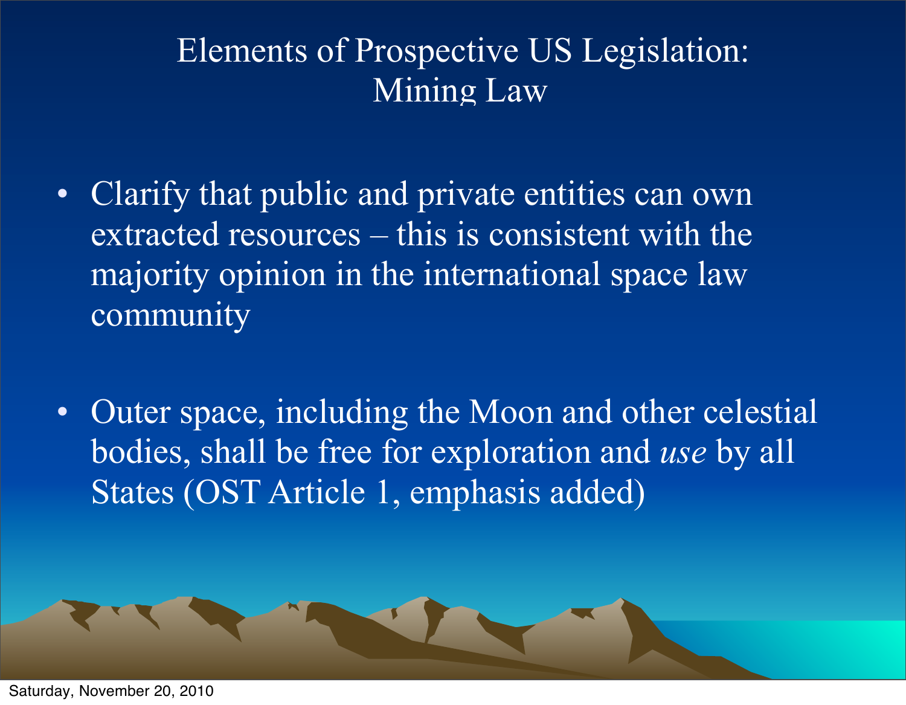# Elements of Prospective US Legislation: Mining Law

- Clarify that public and private entities can own extracted resources – this is consistent with the majority opinion in the international space law community

- Outer space, including the Moon and other celestial bodies, shall be free for exploration and *use* by all States (OST Article 1, emphasis added)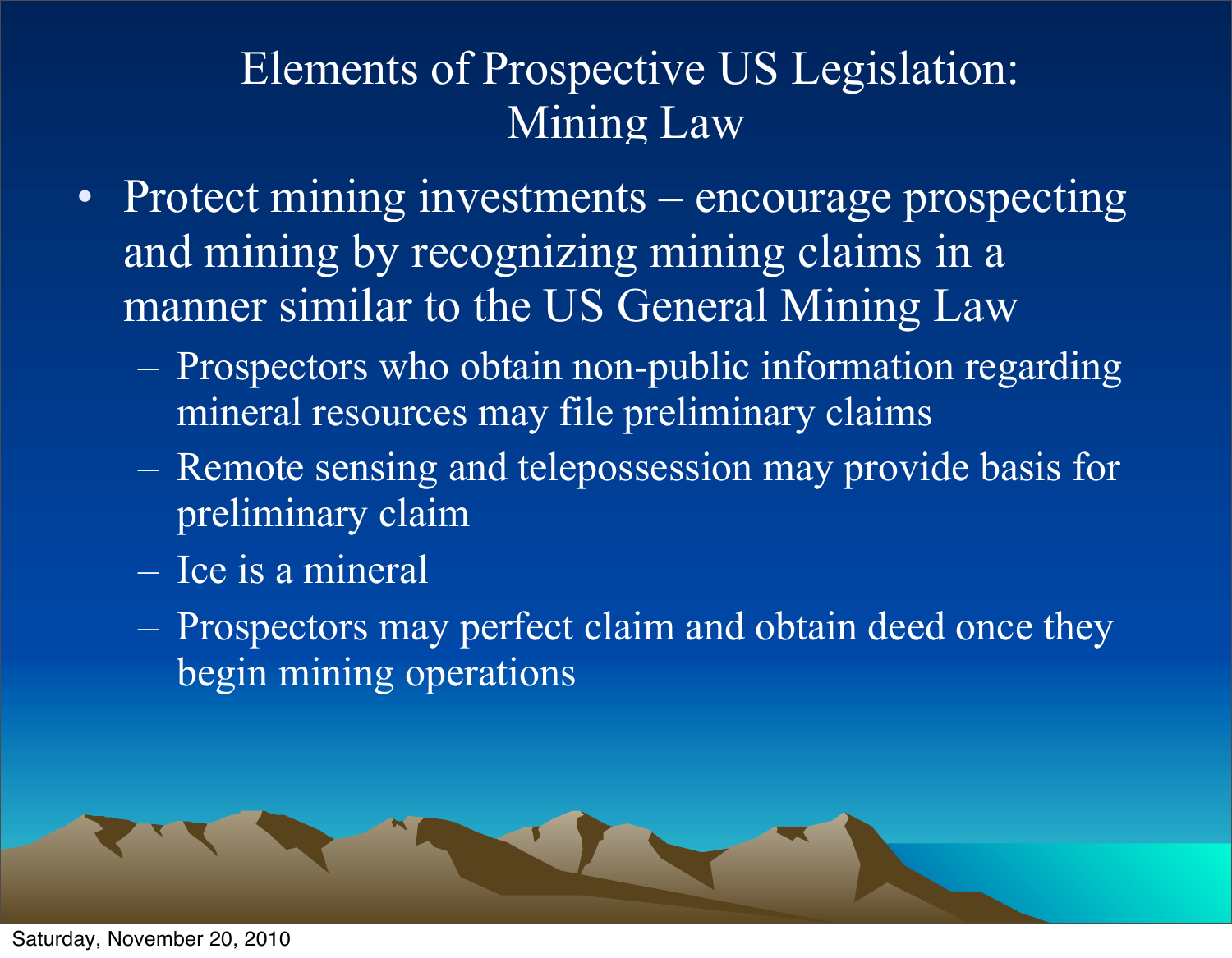# Elements of Prospective US Legislation: Mining Law

- Protect mining investments – encourage prospecting and mining by recognizing mining claims in a manner similar to the US General Mining Law
  - Prospectors who obtain non-public information regarding mineral resources may file preliminary claims
  - Remote sensing and telepossession may provide basis for preliminary claim
  - Ice is a mineral
  - Prospectors may perfect claim and obtain deed once they begin mining operations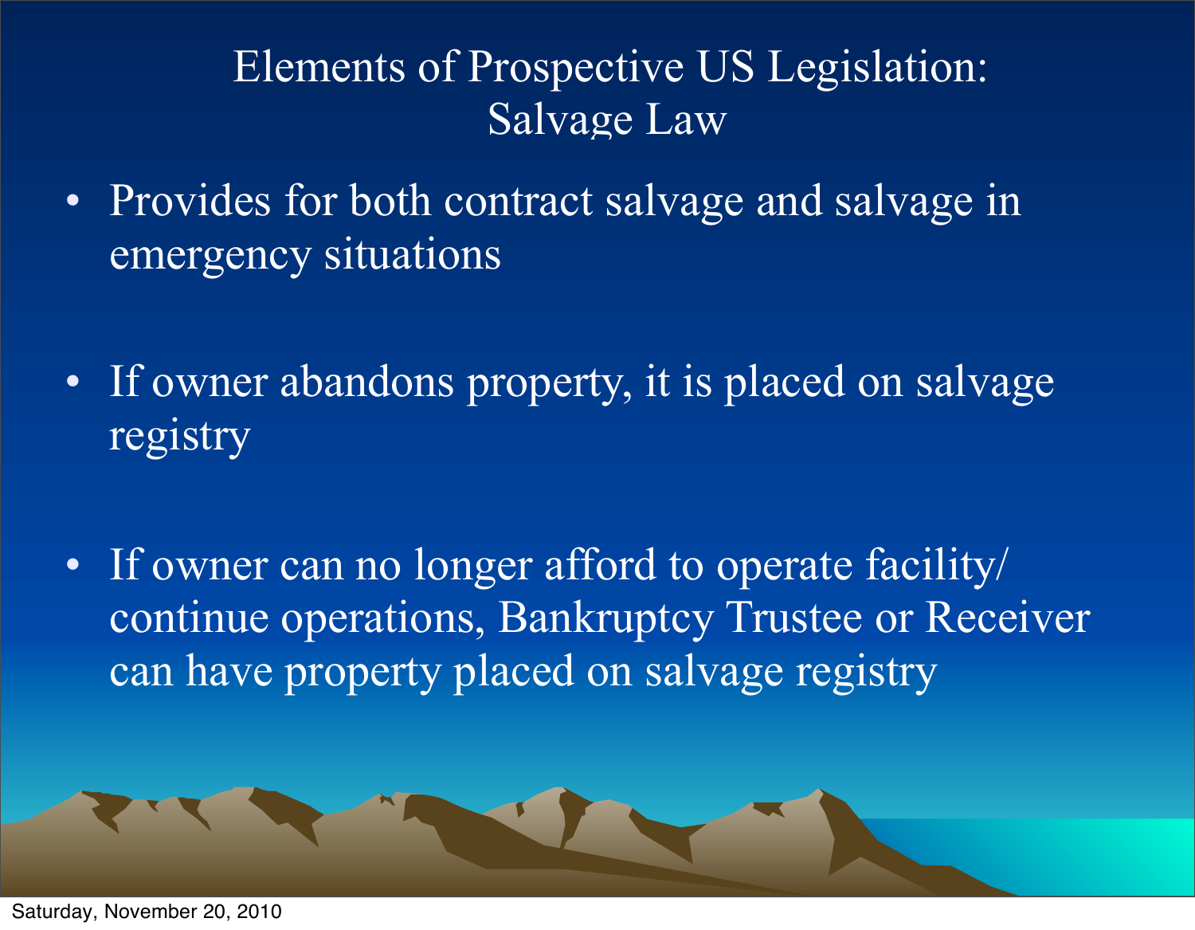# Elements of Prospective US Legislation: Salvage Law

- Provides for both contract salvage and salvage in emergency situations
- If owner abandons property, it is placed on salvage registry
- If owner can no longer afford to operate facility/ continue operations, Bankruptcy Trustee or Receiver can have property placed on salvage registry